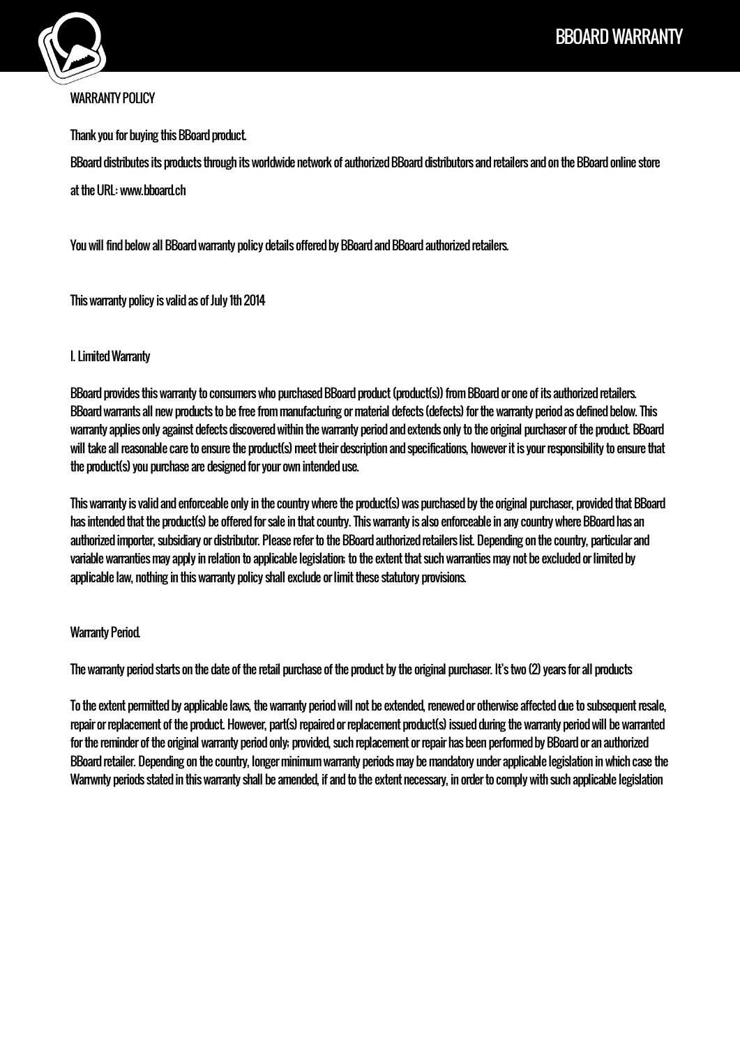## WARRANTY POLICY

Thank you for buying this BBoard product.

BBoard distributes its products through its worldwide network of authorized BBoard distributors and retailers and on the BBoard online store at the URL: www.bboard.ch

You will find below all BBoard warranty policy details offered by BBoard and BBoard authorized retailers.

This warranty policy is valid as of July 1th 2014

### I. Limited Warranty

BBoard provides this warranty to consumers who purchased BBoard product (product(s)) from BBoard or one of its authorized retailers. BBoard warrants all new products to be free from manufacturing or material defects (defects) for the warranty period as defined below. This warranty applies only against defects discovered within the warranty period and extends only to the original purchaser of the product. BBoard will take all reasonable care to ensure the product(s) meet their description and specifications, however it is your responsibility to ensure that the product(s) you purchase are designed for your own intended use.

This warranty is valid and enforceable only in the country where the product(s) was purchased by the original purchaser, provided that BBoard has intended that the product(s) be offered for sale in that country. This warranty is also enforceable in any country where BBoard has an authorized importer, subsidiary or distributor. Please refer to the BBoard authorized retailers list. Depending on the country, particular and variable warranties may apply in relation to applicable legislation; to the extent that such warranties may not be excluded or limited by applicable law, nothing in this warranty policy shall exclude or limit these statutory provisions.

### Warranty Period.

The warranty period starts on the date of the retail purchase of the product by the original purchaser. It's two (2) years for all products

To the extent permitted by applicable laws, the warranty period will not be extended, renewed or otherwise affected due to subsequent resale, repair or replacement of the product. However, part(s) repaired or replacement product(s) issued during the warranty period will be warranted for the reminder of the original warranty period only; provided, such replacement or repair has been performed by BBoard or an authorized BBoard retailer. Depending on the country, longer minimum warranty periods may be mandatory under applicable legislation in which case the Warrwnty periods stated in this warranty shall be amended, if and to the extent necessary, in order to comply with such applicable legislation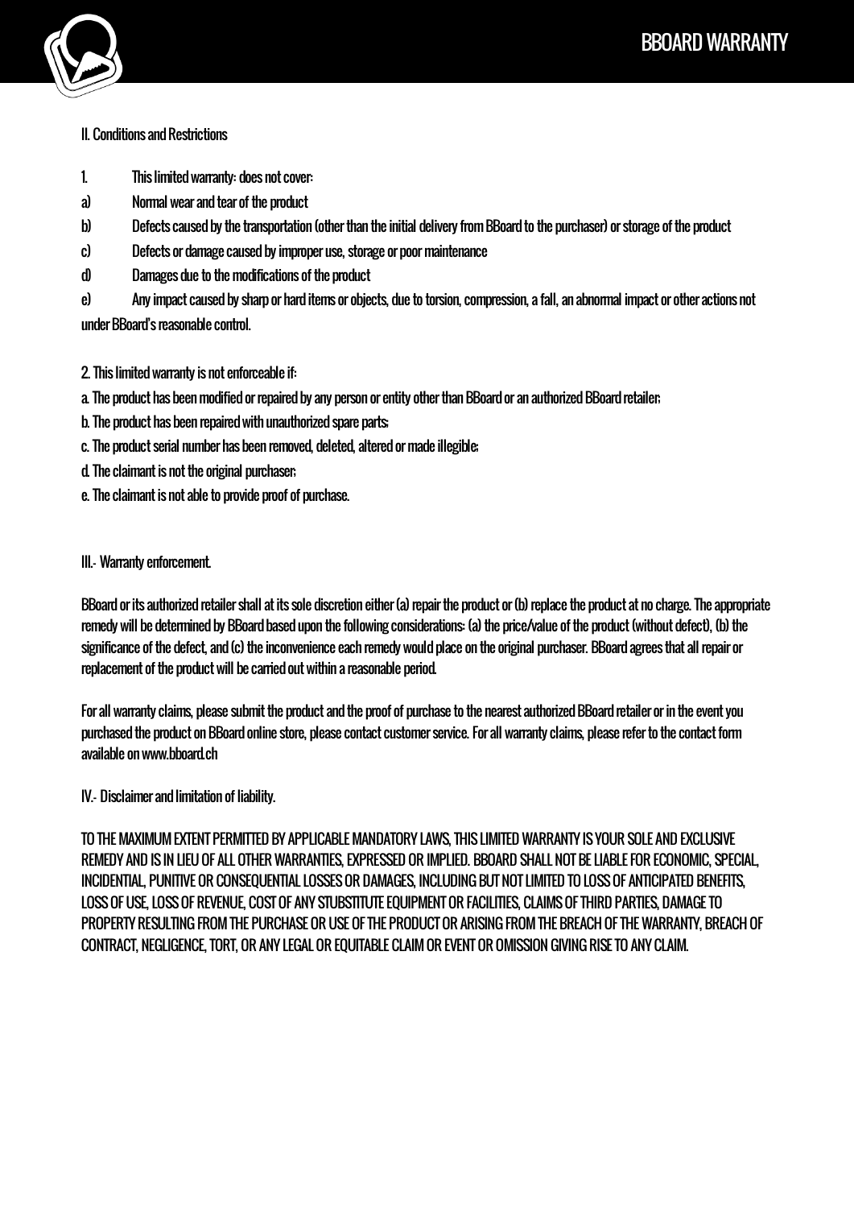## II. Conditions and Restrictions

1. This limited warranty: does not cover:

a) Normal wear and tear of the product

b) Defects caused by the transportation (other than the initial delivery from BBoard to the purchaser) or storage of the product

c) Defects or damage caused by improper use, storage or poor maintenance

d) Damages due to the modifications of the product

e) Any impact caused by sharp or hard items or objects, due to torsion, compression, a fall, an abnormal impact or other actions not under BBoard's reasonable control.

2. This limited warranty is not enforceable if:

a. The product has been modified or repaired by any person or entity other than BBoard or an authorized BBoard retailer;

b. The product has been repaired with unauthorized spare parts;

c. The product serial number has been removed, deleted, altered or made illegible;

d. The claimant is not the original purchaser;

e. The claimant is not able to provide proof of purchase.

## III.- Warranty enforcement.

BBoard or its authorized retailer shall at its sole discretion either (a) repair the product or (b) replace the product at no charge. The appropriate remedy will be determined by BBoard based upon the following considerations: (a) the price/value of the product (without defect), (b) the significance of the defect, and (c) the inconvenience each remedy would place on the original purchaser. BBoard agrees that all repair or replacement of the product will be carried out within a reasonable period.

For all warranty claims, please submit the product and the proof of purchase to the nearest authorized BBoard retailer or in the event you purchased the product on BBoard online store, please contact customer service. For all warranty claims, please refer to the contact form available on www.bboard.ch

## IV.- Disclaimer and limitation of liability.

TO THE MAXIMUM EXTENT PERMITTED BY APPLICABLE MANDATORY LAWS, THIS LIMITED WARRANTY IS YOUR SOLE AND EXCLUSIVE REMEDY AND IS IN LIEU OF ALL OTHER WARRANTIES, EXPRESSED OR IMPLIED. BBOARD SHALL NOT BE LIABLE FOR ECONOMIC, SPECIAL, INCIDENTIAL, PUNITIVE OR CONSEQUENTIAL LOSSES OR DAMAGES, INCLUDING BUT NOT LIMITED TO LOSS OF ANTICIPATED BENEFITS, LOSS OF USE, LOSS OF REVENUE, COST OF ANY STUBSTITUTE EQUIPMENT OR FACILITIES, CLAIMS OF THIRD PARTIES, DAMAGE TO PROPERTY RESULTING FROM THE PURCHASE OR USE OF THE PRODUCT OR ARISING FROM THE BREACH OF THE WARRANTY, BREACH OF CONTRACT, NEGLIGENCE, TORT, OR ANY LEGAL OR EQUITABLE CLAIM OR EVENT OR OMISSION GIVING RISE TO ANY CLAIM.